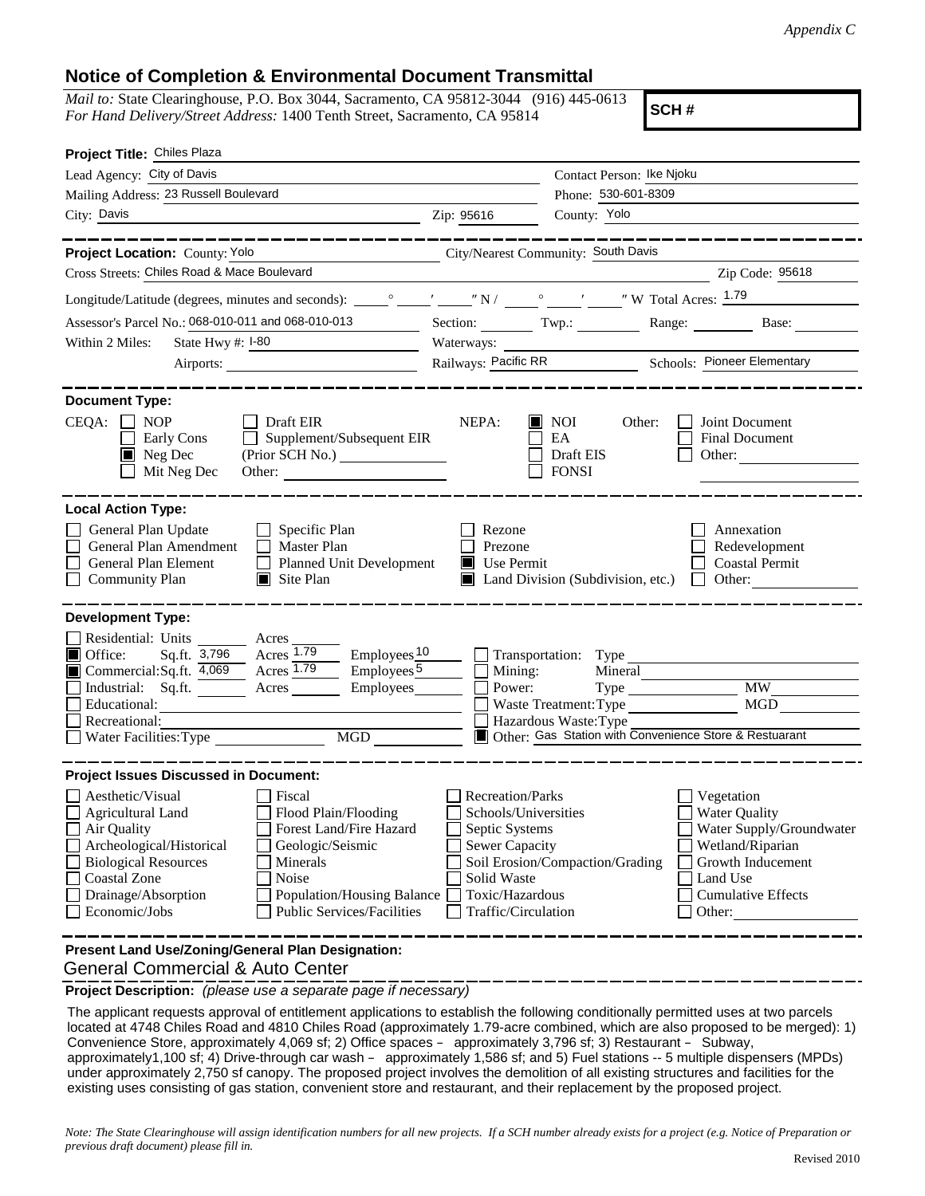*Appendix C*

# Notice of Completion & Environmental Document Transmittal

*Mail to:* State Clearinghouse, P.O. Box 3044, Sacramento, CA 95812-3044 (916) 445-0613
*For Hand Delivery/Street Address:* 1400 Tenth Street, Sacramento, CA 95814

**SCH #**

**Project Title:** Chiles Plaza

Lead Agency: City of Davis
Contact Person: Ike Njoku
Mailing Address: 23 Russell Boulevard
Phone: 530-601-8309
City: Davis
Zip: 95616
County: Yolo

---

**Project Location:** County: Yolo
City/Nearest Community: South Davis
Cross Streets: Chiles Road & Mace Boulevard
Zip Code: 95618
Longitude/Latitude (degrees, minutes and seconds): \_\_\_° \_\_\_′ \_\_\_″ N / \_\_\_° \_\_\_′ \_\_\_″ W Total Acres: 1.79
Assessor's Parcel No.: 068-010-011 and 068-010-013
Section: \_\_\_ Twp.: \_\_\_ Range: \_\_\_ Base: \_\_\_
Within 2 Miles: State Hwy #: I-80
Waterways:
Airports:
Railways: Pacific RR
Schools: Pioneer Elementary

---

**Document Type:**

CEQA:
- ☐ NOP
- ☐ Early Cons
- ☒ Neg Dec
- ☐ Mit Neg Dec
- ☐ Draft EIR
- ☐ Supplement/Subsequent EIR (Prior SCH No.)
- Other:

NEPA:
- ☒ NOI
- ☐ EA
- ☐ Draft EIS
- ☐ FONSI

Other:
- ☐ Joint Document
- ☐ Final Document
- ☐ Other:

---

**Local Action Type:**

- ☐ General Plan Update
- ☐ General Plan Amendment
- ☐ General Plan Element
- ☐ Community Plan
- ☐ Specific Plan
- ☐ Master Plan
- ☐ Planned Unit Development
- ☒ Site Plan
- ☐ Rezone
- ☐ Prezone
- ☒ Use Permit
- ☒ Land Division (Subdivision, etc.)
- ☐ Annexation
- ☐ Redevelopment
- ☐ Coastal Permit
- ☐ Other:

---

**Development Type:**

- ☐ Residential: Units \_\_\_ Acres \_\_\_
- ☒ Office: Sq.ft. 3,796 Acres 1.79 Employees 10
- ☒ Commercial: Sq.ft. 4,069 Acres 1.79 Employees 5
- ☐ Industrial: Sq.ft. \_\_\_ Acres \_\_\_ Employees \_\_\_
- ☐ Educational:
- ☐ Recreational:
- ☐ Water Facilities: Type \_\_\_ MGD \_\_\_
- ☐ Transportation: Type
- ☐ Mining: Mineral
- ☐ Power: Type \_\_\_ MW
- ☐ Waste Treatment: Type \_\_\_ MGD
- ☐ Hazardous Waste: Type
- ☒ Other: Gas Station with Convenience Store & Restuarant

---

**Project Issues Discussed in Document:**

- ☐ Aesthetic/Visual
- ☐ Agricultural Land
- ☐ Air Quality
- ☐ Archeological/Historical
- ☐ Biological Resources
- ☐ Coastal Zone
- ☐ Drainage/Absorption
- ☐ Economic/Jobs
- ☐ Fiscal
- ☐ Flood Plain/Flooding
- ☐ Forest Land/Fire Hazard
- ☐ Geologic/Seismic
- ☐ Minerals
- ☐ Noise
- ☐ Population/Housing Balance
- ☐ Public Services/Facilities
- ☐ Recreation/Parks
- ☐ Schools/Universities
- ☐ Septic Systems
- ☐ Sewer Capacity
- ☐ Soil Erosion/Compaction/Grading
- ☐ Solid Waste
- ☐ Toxic/Hazardous
- ☐ Traffic/Circulation
- ☐ Vegetation
- ☐ Water Quality
- ☐ Water Supply/Groundwater
- ☐ Wetland/Riparian
- ☐ Growth Inducement
- ☐ Land Use
- ☐ Cumulative Effects
- ☐ Other:

---

**Present Land Use/Zoning/General Plan Designation:**

General Commercial & Auto Center

**Project Description:** *(please use a separate page if necessary)*

The applicant requests approval of entitlement applications to establish the following conditionally permitted uses at two parcels located at 4748 Chiles Road and 4810 Chiles Road (approximately 1.79-acre combined, which are also proposed to be merged): 1) Convenience Store, approximately 4,069 sf; 2) Office spaces – approximately 3,796 sf; 3) Restaurant – Subway, approximately1,100 sf; 4) Drive-through car wash – approximately 1,586 sf; and 5) Fuel stations -- 5 multiple dispensers (MPDs) under approximately 2,750 sf canopy. The proposed project involves the demolition of all existing structures and facilities for the existing uses consisting of gas station, convenient store and restaurant, and their replacement by the proposed project.

*Note: The State Clearinghouse will assign identification numbers for all new projects. If a SCH number already exists for a project (e.g. Notice of Preparation or previous draft document) please fill in.*

Revised 2010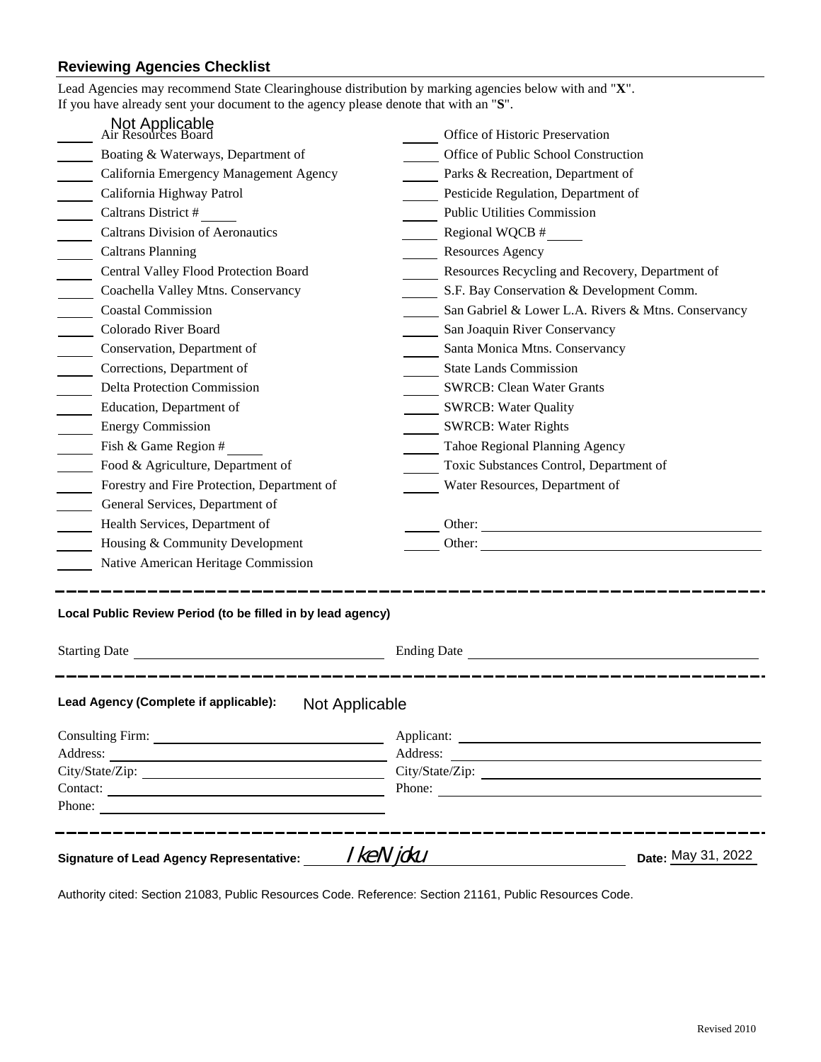## Reviewing Agencies Checklist

Lead Agencies may recommend State Clearinghouse distribution by marking agencies below with and "**X**".
If you have already sent your document to the agency please denote that with an "**S**".

Not Applicable

| | | | |
|---|---|---|---|
| ____ | Air Resources Board | ____ | Office of Historic Preservation |
| ____ | Boating & Waterways, Department of | ____ | Office of Public School Construction |
| ____ | California Emergency Management Agency | ____ | Parks & Recreation, Department of |
| ____ | California Highway Patrol | ____ | Pesticide Regulation, Department of |
| ____ | Caltrans District # ____ | ____ | Public Utilities Commission |
| ____ | Caltrans Division of Aeronautics | ____ | Regional WQCB # ____ |
| ____ | Caltrans Planning | ____ | Resources Agency |
| ____ | Central Valley Flood Protection Board | ____ | Resources Recycling and Recovery, Department of |
| ____ | Coachella Valley Mtns. Conservancy | ____ | S.F. Bay Conservation & Development Comm. |
| ____ | Coastal Commission | ____ | San Gabriel & Lower L.A. Rivers & Mtns. Conservancy |
| ____ | Colorado River Board | ____ | San Joaquin River Conservancy |
| ____ | Conservation, Department of | ____ | Santa Monica Mtns. Conservancy |
| ____ | Corrections, Department of | ____ | State Lands Commission |
| ____ | Delta Protection Commission | ____ | SWRCB: Clean Water Grants |
| ____ | Education, Department of | ____ | SWRCB: Water Quality |
| ____ | Energy Commission | ____ | SWRCB: Water Rights |
| ____ | Fish & Game Region # ____ | ____ | Tahoe Regional Planning Agency |
| ____ | Food & Agriculture, Department of | ____ | Toxic Substances Control, Department of |
| ____ | Forestry and Fire Protection, Department of | ____ | Water Resources, Department of |
| ____ | General Services, Department of | | |
| ____ | Health Services, Department of | ____ | Other: ____ |
| ____ | Housing & Community Development | ____ | Other: ____ |
| ____ | Native American Heritage Commission | | |

---

**Local Public Review Period (to be filled in by lead agency)**

Starting Date ____________________ Ending Date ____________________

---

**Lead Agency (Complete if applicable):** Not Applicable

Consulting Firm: ____________________
Address: ____________________
City/State/Zip: ____________________
Contact: ____________________
Phone: ____________________

Applicant: ____________________
Address: ____________________
City/State/Zip: ____________________
Phone: ____________________

---

**Signature of Lead Agency Representative:** Ike Njoku **Date:** May 31, 2022

Authority cited: Section 21083, Public Resources Code. Reference: Section 21161, Public Resources Code.

Revised 2010